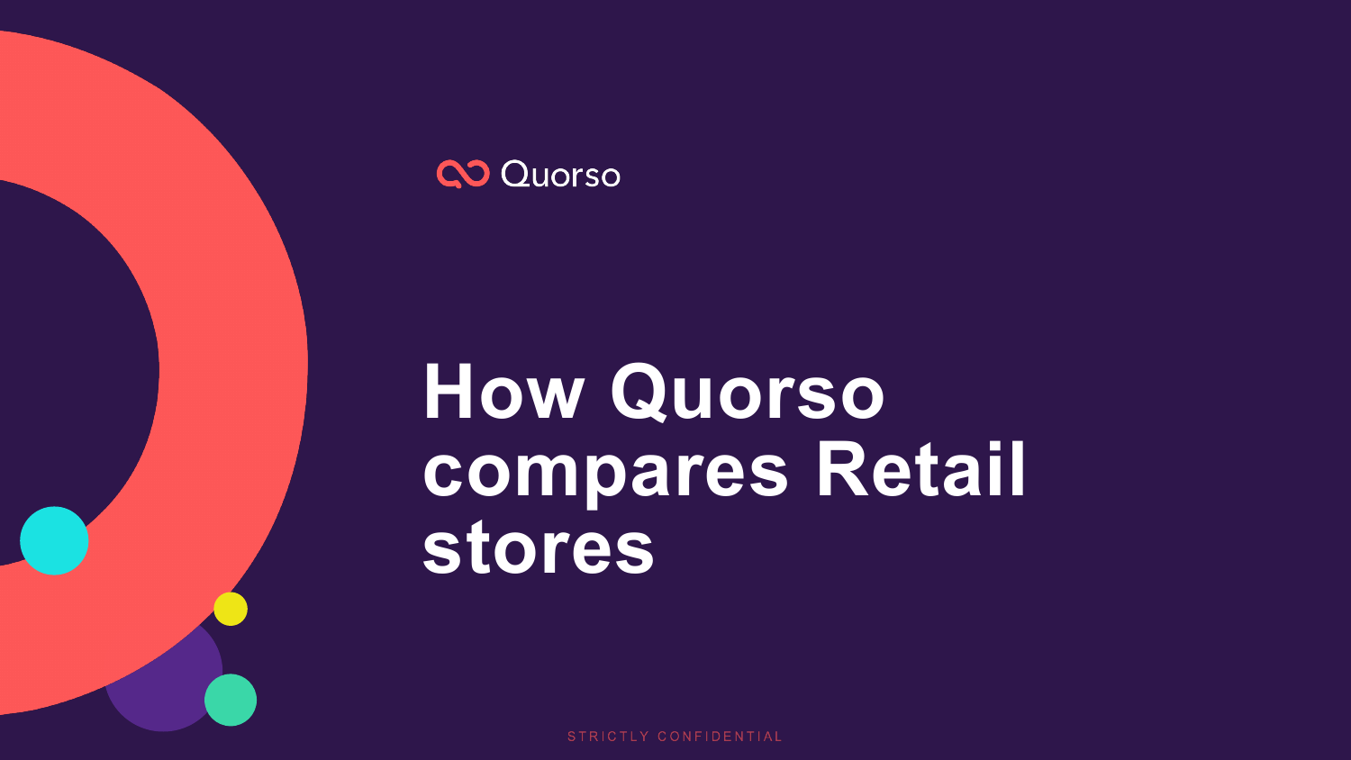Quorso

# How Quorso compares Retail stores

STRICTLY CONFIDENTIAL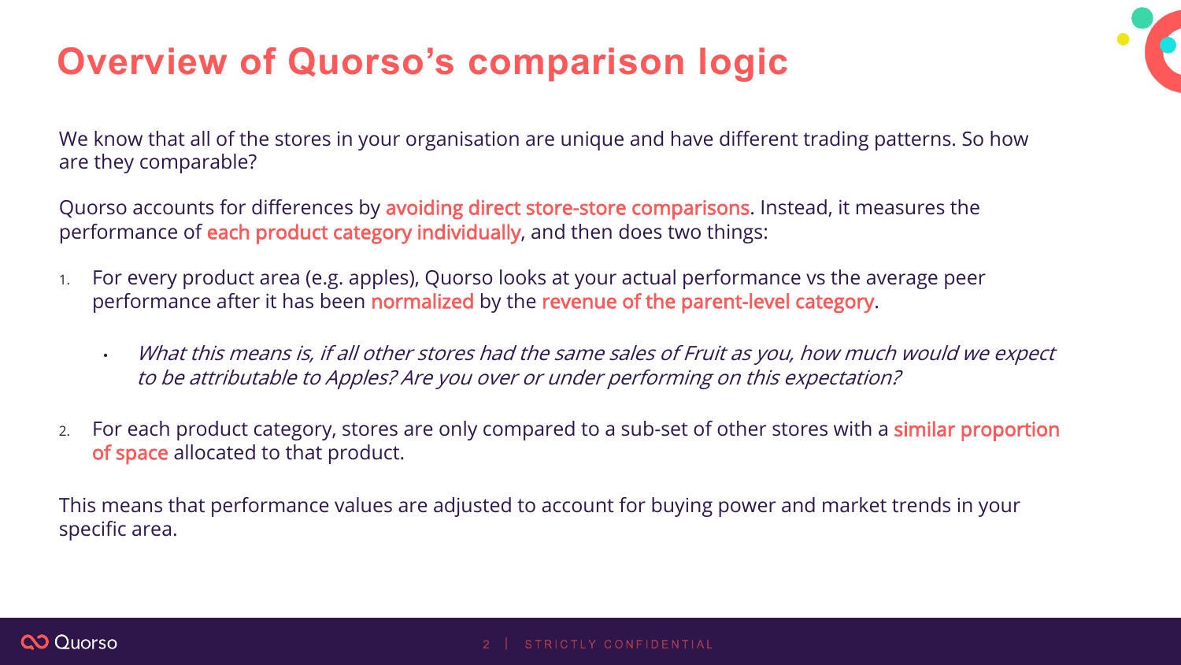# Overview of Quorso's comparison logic

We know that all of the stores in your organisation are unique and have different trading patterns. So how are they comparable?

Quorso accounts for differences by **avoiding direct store-store comparisons**. Instead, it measures the performance of **each product category individually**, and then does two things:

1. For every product area (e.g. apples), Quorso looks at your actual performance vs the average peer performance after it has been **normalized** by the **revenue of the parent-level category**.
   - *What this means is, if all other stores had the same sales of Fruit as you, how much would we expect to be attributable to Apples? Are you over or under performing on this expectation?*
2. For each product category, stores are only compared to a sub-set of other stores with a **similar proportion of space** allocated to that product.

This means that performance values are adjusted to account for buying power and market trends in your specific area.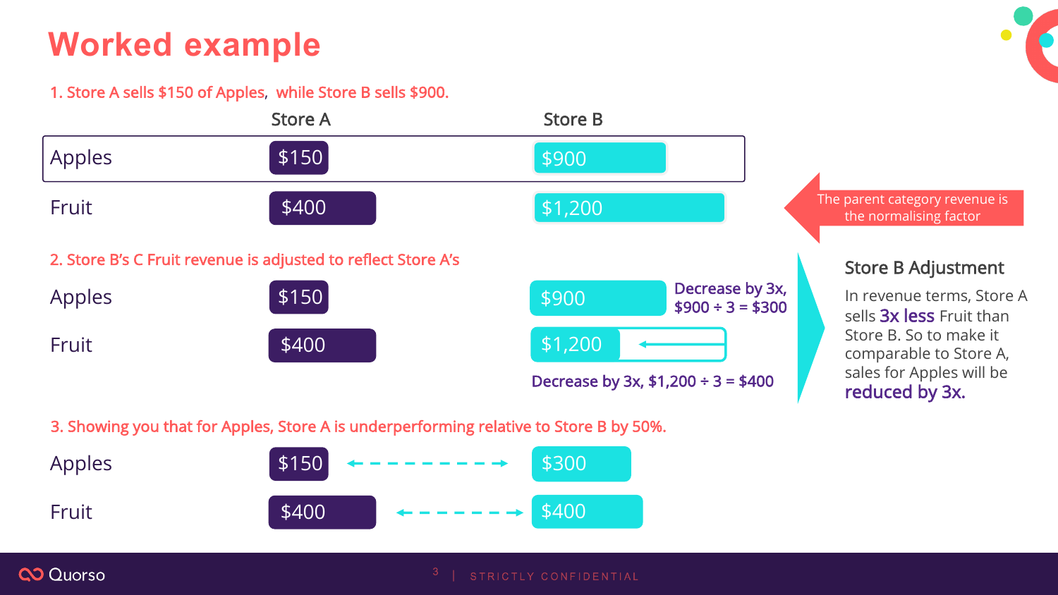# Worked example

1. Store A sells $150 of Apples, while Store B sells $900.

| | Store A | Store B |
| --- | --- | --- |
| Apples | $150 | $900 |
| Fruit | $400 | $1,200 |

The parent category revenue is the normalising factor

2. Store B's C Fruit revenue is adjusted to reflect Store A's

| | Store A | Store B | |
| --- | --- | --- | --- |
| Apples | $150 | $900 | Decrease by 3x, $900 ÷ 3 = $300 |
| Fruit | $400 | $1,200 | Decrease by 3x, $1,200 ÷ 3 = $400 |

**Store B Adjustment**

In revenue terms, Store A sells **3x less** Fruit than Store B. So to make it comparable to Store A, sales for Apples will be **reduced by 3x.**

3. Showing you that for Apples, Store A is underperforming relative to Store B by 50%.

| | Store A | Store B |
| --- | --- | --- |
| Apples | $150 | $300 |
| Fruit | $400 | $400 |

STRICTLY CONFIDENTIAL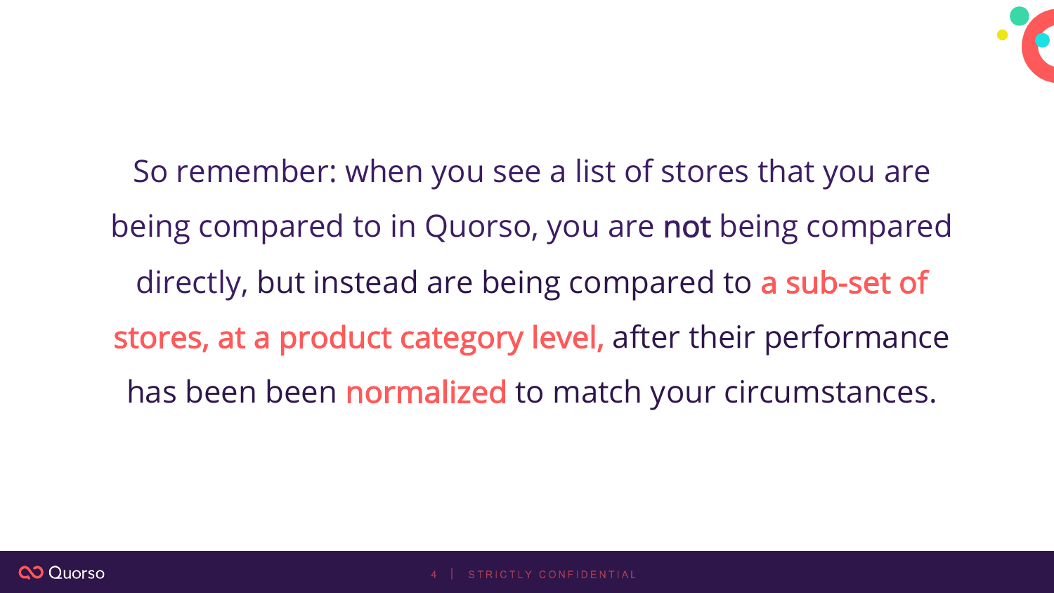So remember: when you see a list of stores that you are being compared to in Quorso, you are **not** being compared directly, but instead are being compared to **a sub-set of stores, at a product category level,** after their performance has been been **normalized** to match your circumstances.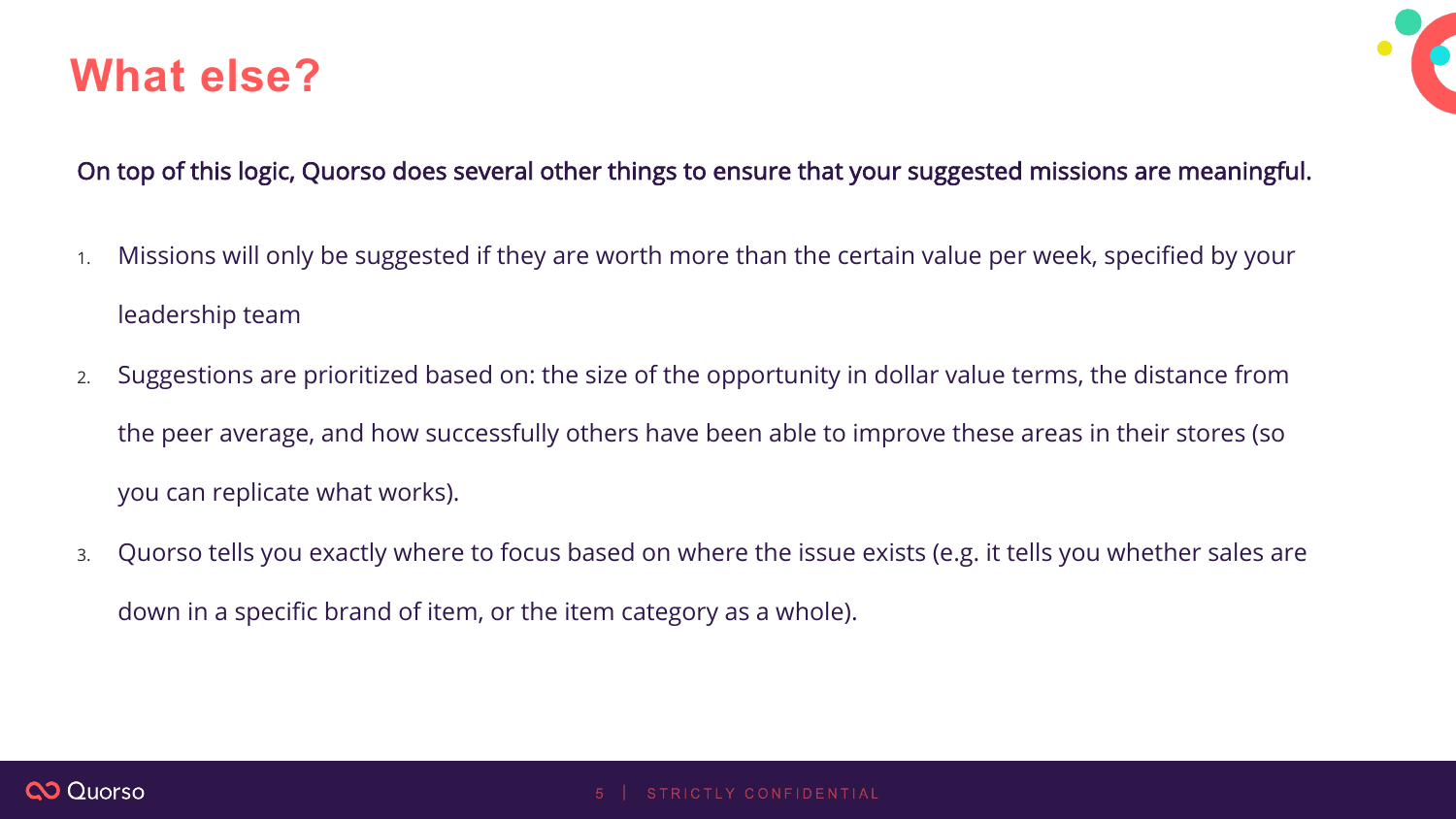# What else?

**On top of this logic, Quorso does several other things to ensure that your suggested missions are meaningful.**

1. Missions will only be suggested if they are worth more than the certain value per week, specified by your leadership team
2. Suggestions are prioritized based on: the size of the opportunity in dollar value terms, the distance from the peer average, and how successfully others have been able to improve these areas in their stores (so you can replicate what works).
3. Quorso tells you exactly where to focus based on where the issue exists (e.g. it tells you whether sales are down in a specific brand of item, or the item category as a whole).